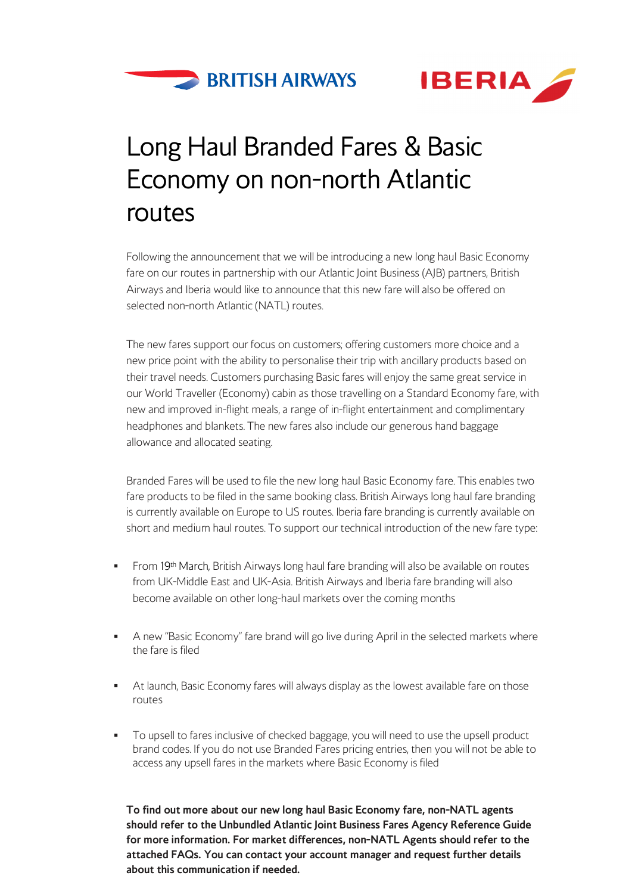BRITISH AIRWAYS IBERIA

# Long Haul Branded Fares & Basic Economy on non-north Atlantic routes

Following the announcement that we will be introducing a new long haul Basic Economy fare on our routes in partnership with our Atlantic Joint Business (AJB) partners, British Airways and Iberia would like to announce that this new fare will also be offered on selected non-north Atlantic (NATL) routes.

The new fares support our focus on customers; offering customers more choice and a new price point with the ability to personalise their trip with ancillary products based on their travel needs. Customers purchasing Basic fares will enjoy the same great service in our World Traveller (Economy) cabin as those travelling on a Standard Economy fare, with new and improved in-flight meals, a range of in-flight entertainment and complimentary headphones and blankets. The new fares also include our generous hand baggage allowance and allocated seating.

Branded Fares will be used to file the new long haul Basic Economy fare. This enables two fare products to be filed in the same booking class. British Airways long haul fare branding is currently available on Europe to US routes. Iberia fare branding is currently available on short and medium haul routes. To support our technical introduction of the new fare type:

- From 19th March, British Airways long haul fare branding will also be available on routes from UK-Middle East and UK-Asia. British Airways and Iberia fare branding will also become available on other long-haul markets over the coming months
- A new "Basic Economy" fare brand will go live during April in the selected markets where the fare is filed
- At launch, Basic Economy fares will always display as the lowest available fare on those routes
- To upsell to fares inclusive of checked baggage, you will need to use the upsell product brand codes. If you do not use Branded Fares pricing entries, then you will not be able to access any upsell fares in the markets where Basic Economy is filed

**To find out more about our new long haul Basic Economy fare, non-NATL agents should refer to the Unbundled Atlantic Joint Business Fares Agency Reference Guide for more information. For market differences, non-NATL Agents should refer to the attached FAQs. You can contact your account manager and request further details about this communication if needed.**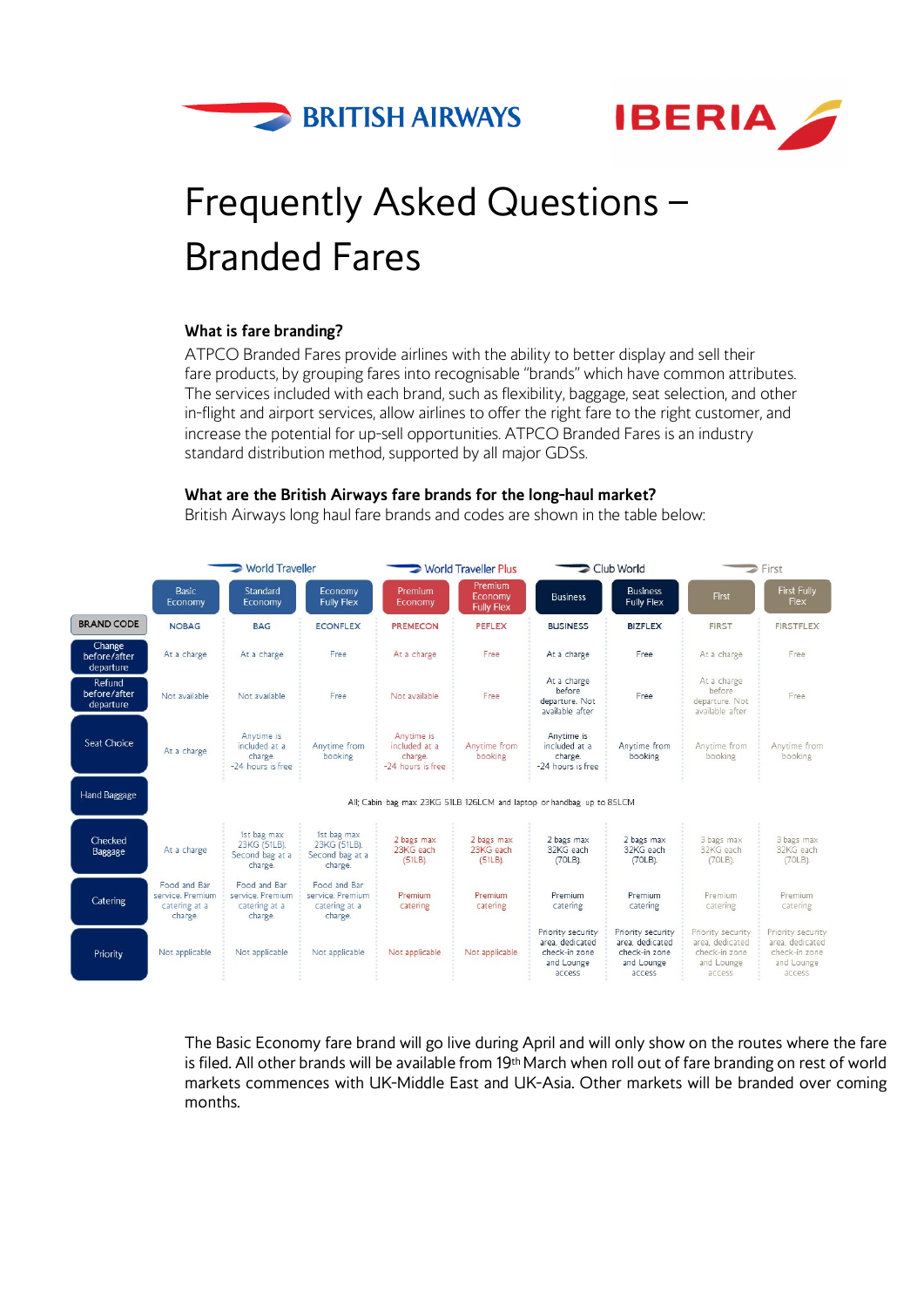BRITISH AIRWAYS IBERIA

# Frequently Asked Questions – Branded Fares

### What is fare branding?

ATPCO Branded Fares provide airlines with the ability to better display and sell their fare products, by grouping fares into recognisable "brands" which have common attributes. The services included with each brand, such as flexibility, baggage, seat selection, and other in-flight and airport services, allow airlines to offer the right fare to the right customer, and increase the potential for up-sell opportunities. ATPCO Branded Fares is an industry standard distribution method, supported by all major GDSs.

### What are the British Airways fare brands for the long-haul market?

British Airways long haul fare brands and codes are shown in the table below:

| | World Traveller | | | World Traveller Plus | | Club World | | First | |
|---|---|---|---|---|---|---|---|---|---|
| | Basic Economy | Standard Economy | Economy Fully Flex | Premium Economy | Premium Economy Fully Flex | Business | Business Fully Flex | First | First Fully Flex |
| BRAND CODE | NOBAG | BAG | ECONFLEX | PREMECON | PEFLEX | BUSINESS | BIZFLEX | FIRST | FIRSTFLEX |
| Change before/after departure | At a charge | At a charge | Free | At a charge | Free | At a charge | Free | At a charge | Free |
| Refund before/after departure | Not available | Not available | Free | Not available | Free | At a charge before departure. Not available after | Free | At a charge before departure. Not available after | Free |
| Seat Choice | At a charge | Anytime is included at a charge. -24 hours is free | Anytime from booking | Anytime is included at a charge. -24 hours is free | Anytime from booking | Anytime is included at a charge. -24 hours is free | Anytime from booking | Anytime from booking | Anytime from booking |
| Hand Baggage | All; Cabin bag max 23KG 51LB 126LCM and laptop or handbag up to 85LCM | | | | | | | | |
| Checked Baggage | At a charge | 1st bag max 23KG (51LB). Second bag at a charge. | 1st bag max 23KG (51LB). Second bag at a charge. | 2 bags max 23KG each (51LB). | 2 bags max 23KG each (51LB). | 2 bags max 32KG each (70LB). | 2 bags max 32KG each (70LB). | 3 bags max 32KG each (70LB). | 3 bags max 32KG each (70LB). |
| Catering | Food and Bar service. Premium catering at a charge. | Food and Bar service. Premium catering at a charge. | Food and Bar service. Premium catering at a charge. | Premium catering | Premium catering | Premium catering | Premium catering | Premium catering | Premium catering |
| Priority | Not applicable | Not applicable | Not applicable | Not applicable | Not applicable | Priority security area, dedicated check-in zone and Lounge access | Priority security area, dedicated check-in zone and Lounge access | Priority security area, dedicated check-in zone and Lounge access | Priority security area, dedicated check-in zone and Lounge access |

The Basic Economy fare brand will go live during April and will only show on the routes where the fare is filed. All other brands will be available from 19th March when roll out of fare branding on rest of world markets commences with UK-Middle East and UK-Asia. Other markets will be branded over coming months.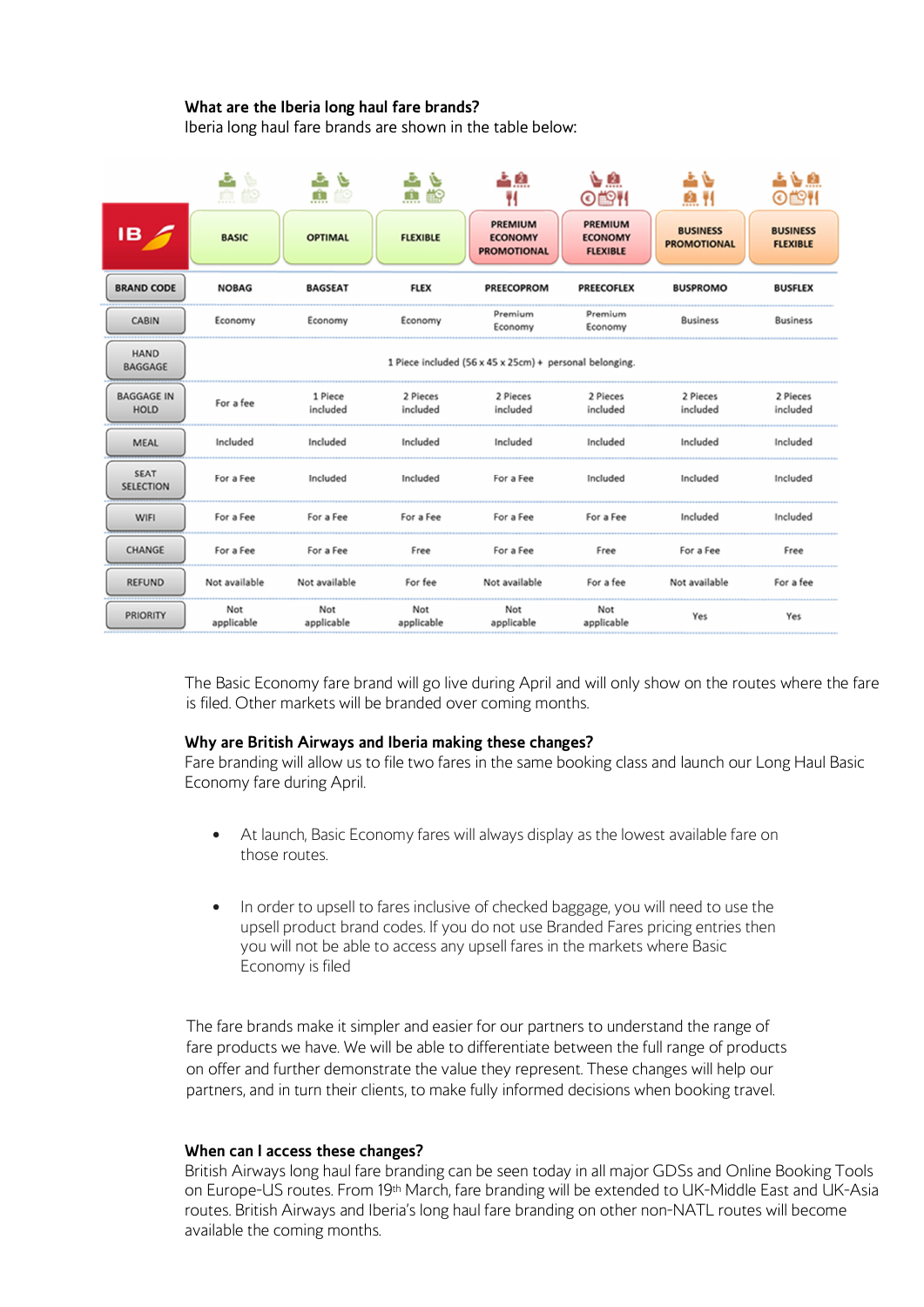**What are the Iberia long haul fare brands?**
Iberia long haul fare brands are shown in the table below:

| IB | BASIC | OPTIMAL | FLEXIBLE | PREMIUM ECONOMY PROMOTIONAL | PREMIUM ECONOMY FLEXIBLE | BUSINESS PROMOTIONAL | BUSINESS FLEXIBLE |
|---|---|---|---|---|---|---|---|
| BRAND CODE | NOBAG | BAGSEAT | FLEX | PREECOPROM | PREECOFLEX | BUSPROMO | BUSFLEX |
| CABIN | Economy | Economy | Economy | Premium Economy | Premium Economy | Business | Business |
| HAND BAGGAGE | 1 Piece included (56 x 45 x 25cm) + personal belonging. | | | | | | |
| BAGGAGE IN HOLD | For a fee | 1 Piece included | 2 Pieces included | 2 Pieces included | 2 Pieces included | 2 Pieces included | 2 Pieces included |
| MEAL | Included | Included | Included | Included | Included | Included | Included |
| SEAT SELECTION | For a Fee | Included | Included | For a Fee | Included | Included | Included |
| WIFI | For a Fee | For a Fee | For a Fee | For a Fee | For a Fee | Included | Included |
| CHANGE | For a Fee | For a Fee | Free | For a Fee | Free | For a Fee | Free |
| REFUND | Not available | Not available | For fee | Not available | For a fee | Not available | For a fee |
| PRIORITY | Not applicable | Not applicable | Not applicable | Not applicable | Not applicable | Yes | Yes |

The Basic Economy fare brand will go live during April and will only show on the routes where the fare is filed. Other markets will be branded over coming months.

**Why are British Airways and Iberia making these changes?**
Fare branding will allow us to file two fares in the same booking class and launch our Long Haul Basic Economy fare during April.

- At launch, Basic Economy fares will always display as the lowest available fare on those routes.
- In order to upsell to fares inclusive of checked baggage, you will need to use the upsell product brand codes. If you do not use Branded Fares pricing entries then you will not be able to access any upsell fares in the markets where Basic Economy is filed

The fare brands make it simpler and easier for our partners to understand the range of fare products we have. We will be able to differentiate between the full range of products on offer and further demonstrate the value they represent. These changes will help our partners, and in turn their clients, to make fully informed decisions when booking travel.

**When can I access these changes?**
British Airways long haul fare branding can be seen today in all major GDSs and Online Booking Tools on Europe-US routes. From 19th March, fare branding will be extended to UK-Middle East and UK-Asia routes. British Airways and Iberia's long haul fare branding on other non-NATL routes will become available the coming months.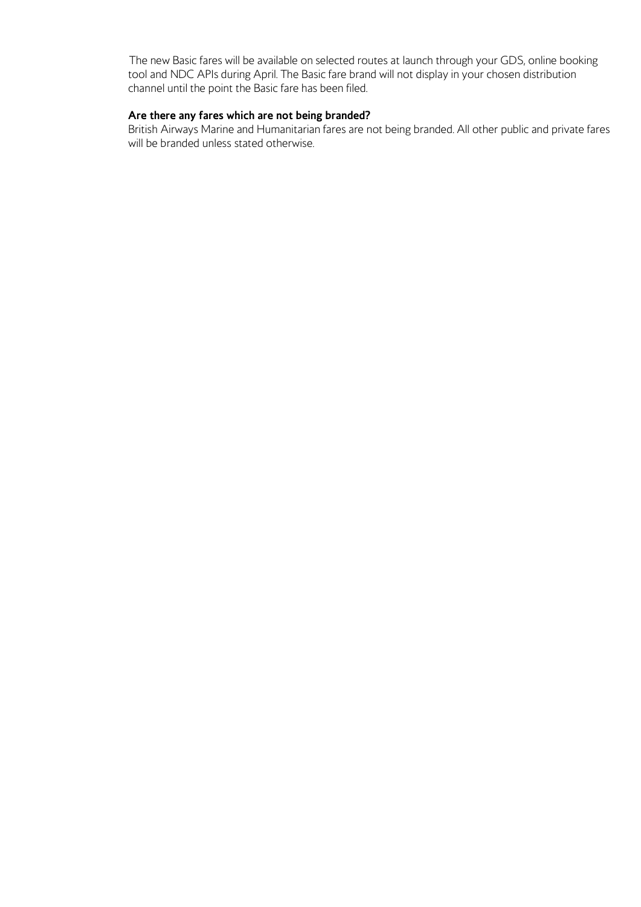The new Basic fares will be available on selected routes at launch through your GDS, online booking tool and NDC APIs during April. The Basic fare brand will not display in your chosen distribution channel until the point the Basic fare has been filed.

**Are there any fares which are not being branded?**

British Airways Marine and Humanitarian fares are not being branded. All other public and private fares will be branded unless stated otherwise.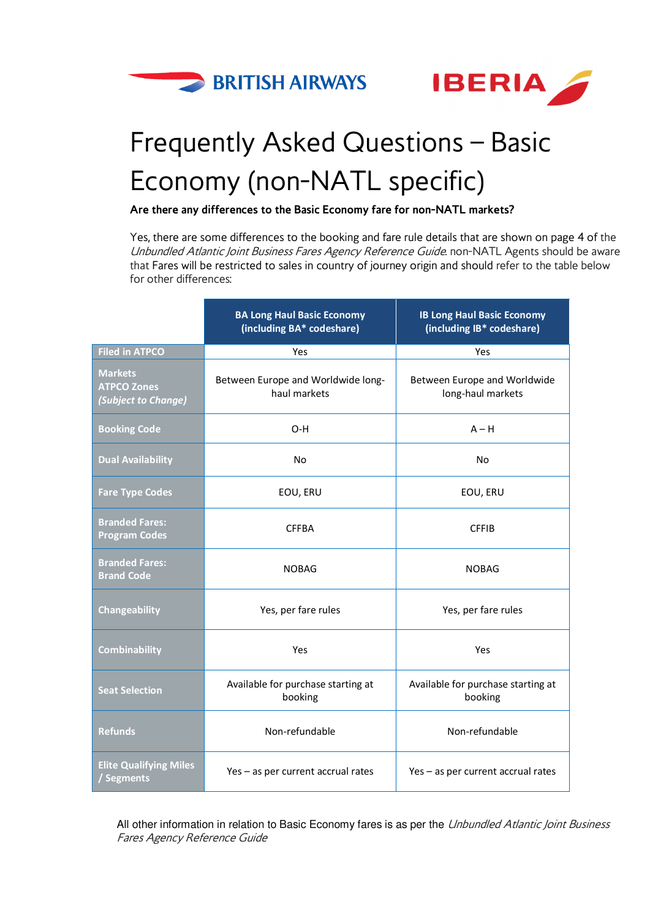# Frequently Asked Questions – Basic Economy (non-NATL specific)

**Are there any differences to the Basic Economy fare for non-NATL markets?**

Yes, there are some differences to the booking and fare rule details that are shown on page 4 of the *Unbundled Atlantic Joint Business Fares Agency Reference Guide*. non-NATL Agents should be aware that Fares will be restricted to sales in country of journey origin and should refer to the table below for other differences:

| | **BA Long Haul Basic Economy (including BA* codeshare)** | **IB Long Haul Basic Economy (including IB* codeshare)** |
|---|---|---|
| **Filed in ATPCO** | Yes | Yes |
| **Markets ATPCO Zones *(Subject to Change)*** | Between Europe and Worldwide long-haul markets | Between Europe and Worldwide long-haul markets |
| **Booking Code** | O-H | A – H |
| **Dual Availability** | No | No |
| **Fare Type Codes** | EOU, ERU | EOU, ERU |
| **Branded Fares: Program Codes** | CFFBA | CFFIB |
| **Branded Fares: Brand Code** | NOBAG | NOBAG |
| **Changeability** | Yes, per fare rules | Yes, per fare rules |
| **Combinability** | Yes | Yes |
| **Seat Selection** | Available for purchase starting at booking | Available for purchase starting at booking |
| **Refunds** | Non-refundable | Non-refundable |
| **Elite Qualifying Miles / Segments** | Yes – as per current accrual rates | Yes – as per current accrual rates |

All other information in relation to Basic Economy fares is as per the *Unbundled Atlantic Joint Business Fares Agency Reference Guide*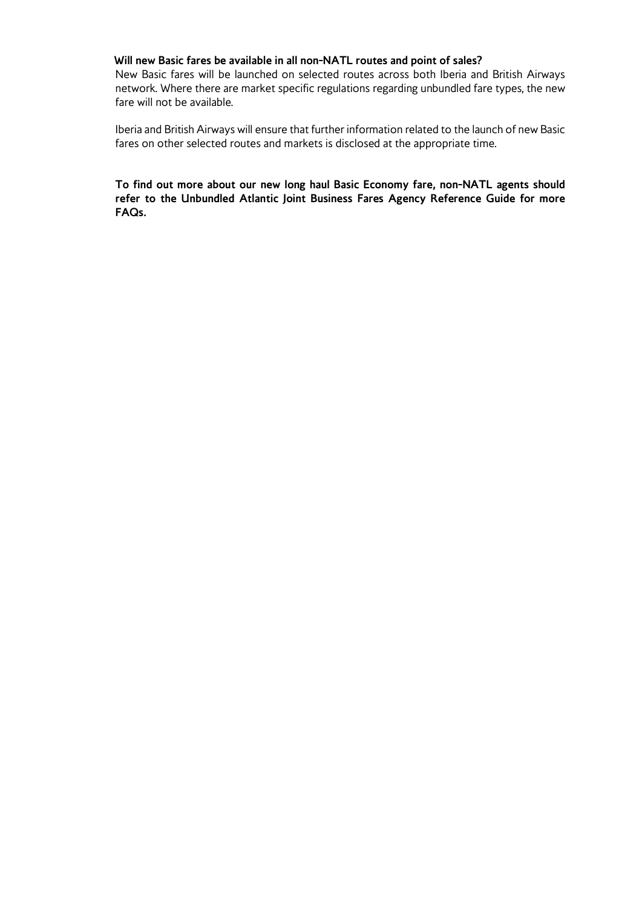**Will new Basic fares be available in all non-NATL routes and point of sales?**

New Basic fares will be launched on selected routes across both Iberia and British Airways network. Where there are market specific regulations regarding unbundled fare types, the new fare will not be available.

Iberia and British Airways will ensure that further information related to the launch of new Basic fares on other selected routes and markets is disclosed at the appropriate time.

**To find out more about our new long haul Basic Economy fare, non-NATL agents should refer to the Unbundled Atlantic Joint Business Fares Agency Reference Guide for more FAQs.**